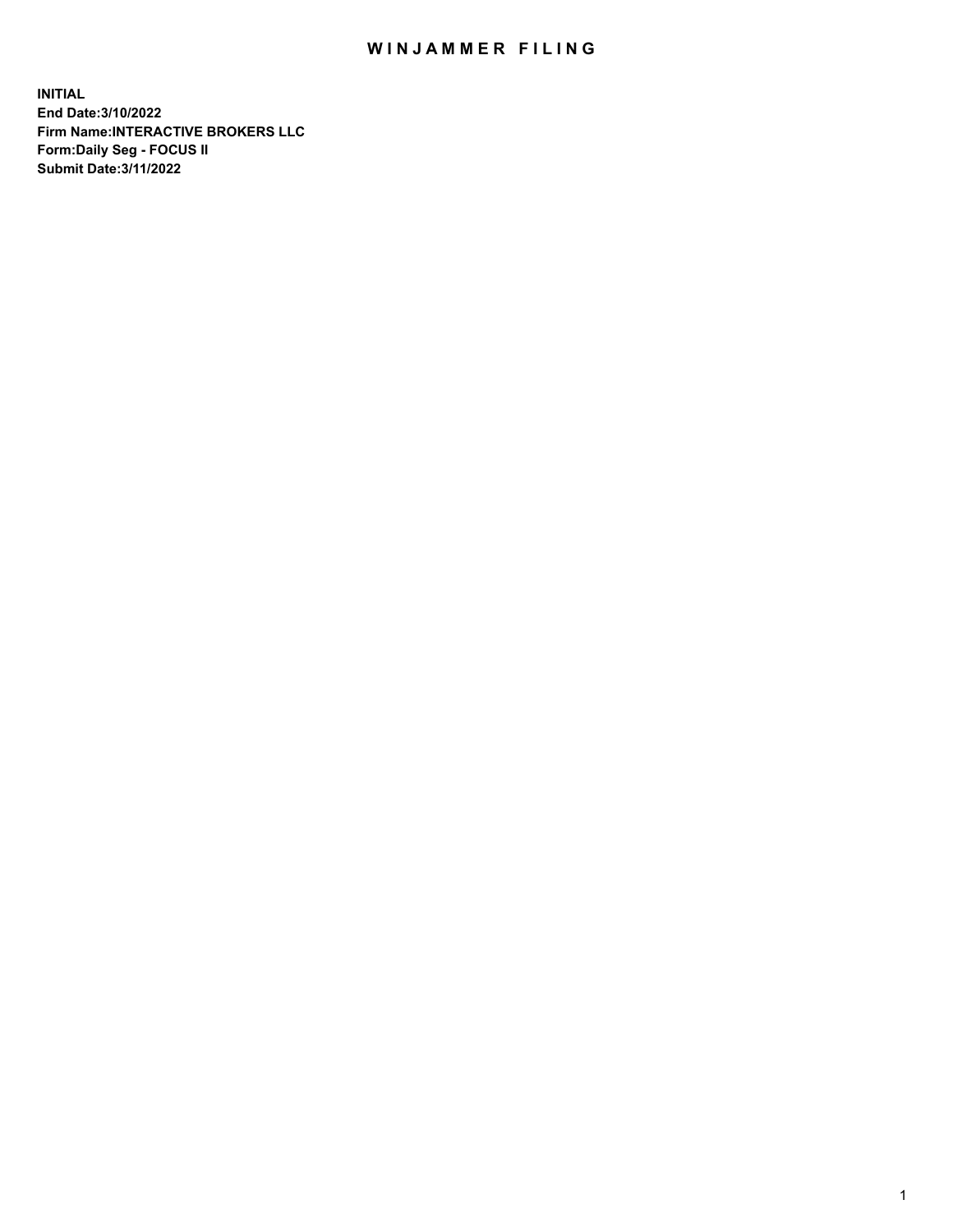# WINJAMMER FILING

**INITIAL**
**End Date:3/10/2022**
**Firm Name:INTERACTIVE BROKERS LLC**
**Form:Daily Seg - FOCUS II**
**Submit Date:3/11/2022**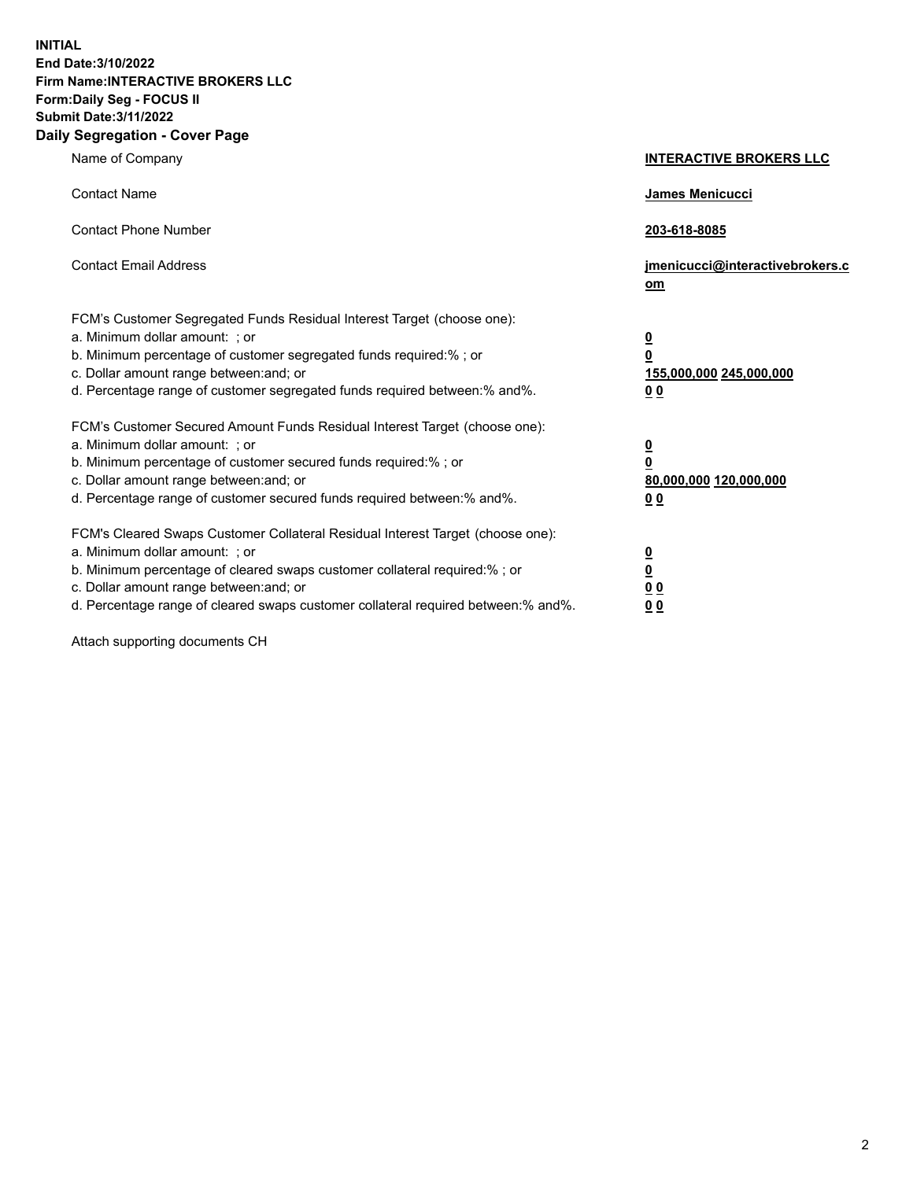**INITIAL**
**End Date:3/10/2022**
**Firm Name:INTERACTIVE BROKERS LLC**
**Form:Daily Seg - FOCUS II**
**Submit Date:3/11/2022**

## Daily Segregation - Cover Page

| | |
|---|---|
| Name of Company | **INTERACTIVE BROKERS LLC** |
| Contact Name | **James Menicucci** |
| Contact Phone Number | **203-618-8085** |
| Contact Email Address | **jmenicucci@interactivebrokers.com** |

FCM's Customer Segregated Funds Residual Interest Target (choose one):

| | |
|---|---|
| a. Minimum dollar amount: ; or | **0** |
| b. Minimum percentage of customer segregated funds required:% ; or | **0** |
| c. Dollar amount range between:and; or | **155,000,000 245,000,000** |
| d. Percentage range of customer segregated funds required between:% and%. | **0 0** |

FCM's Customer Secured Amount Funds Residual Interest Target (choose one):

| | |
|---|---|
| a. Minimum dollar amount: ; or | **0** |
| b. Minimum percentage of customer secured funds required:% ; or | **0** |
| c. Dollar amount range between:and; or | **80,000,000 120,000,000** |
| d. Percentage range of customer secured funds required between:% and%. | **0 0** |

FCM's Cleared Swaps Customer Collateral Residual Interest Target (choose one):

| | |
|---|---|
| a. Minimum dollar amount: ; or | **0** |
| b. Minimum percentage of cleared swaps customer collateral required:% ; or | **0** |
| c. Dollar amount range between:and; or | **0 0** |
| d. Percentage range of cleared swaps customer collateral required between:% and%. | **0 0** |

Attach supporting documents CH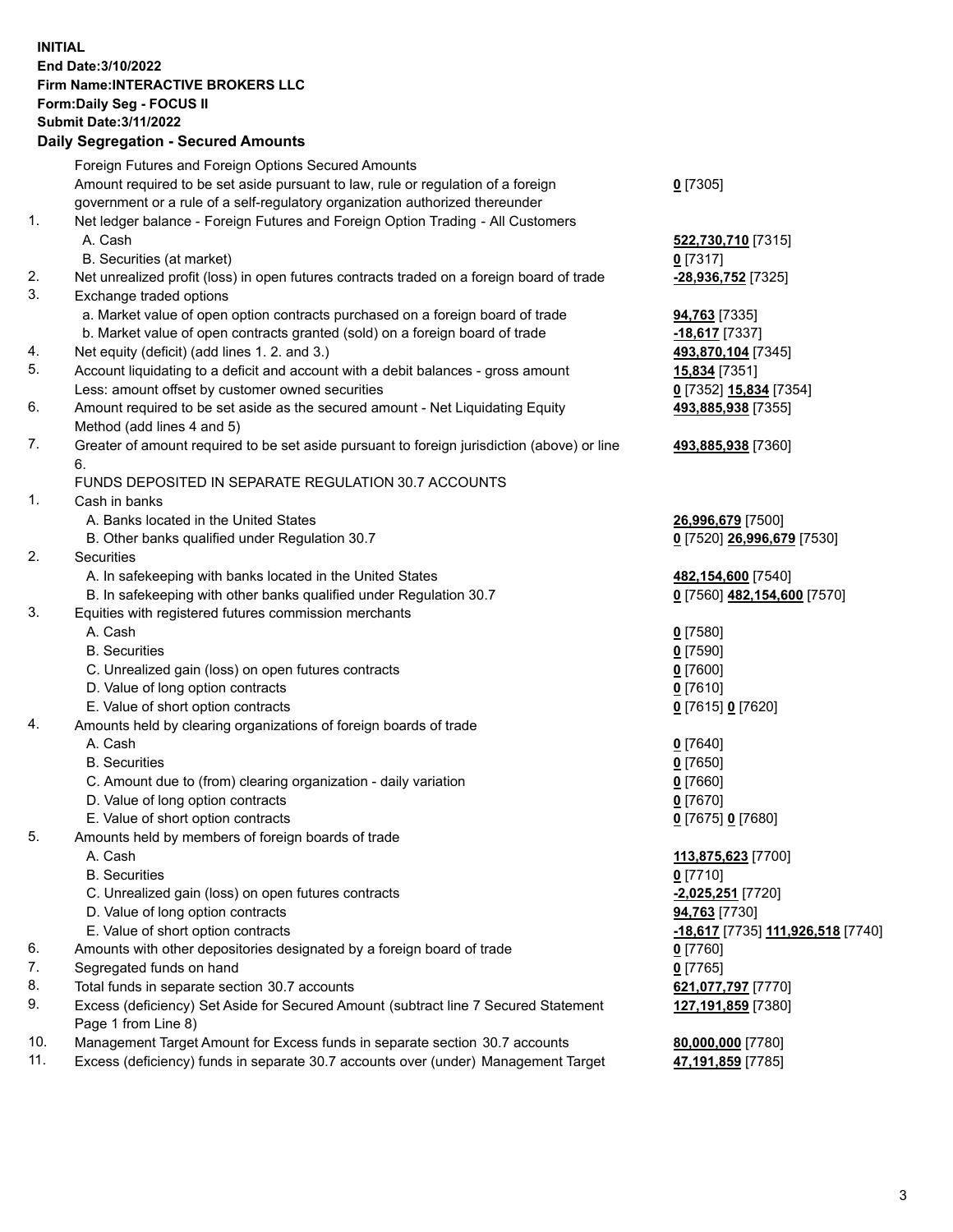**INITIAL**
**End Date:3/10/2022**
**Firm Name:INTERACTIVE BROKERS LLC**
**Form:Daily Seg - FOCUS II**
**Submit Date:3/11/2022**

## Daily Segregation - Secured Amounts

| | | |
|---|---|---|
| | Foreign Futures and Foreign Options Secured Amounts | |
| | Amount required to be set aside pursuant to law, rule or regulation of a foreign government or a rule of a self-regulatory organization authorized thereunder | **0** [7305] |
| 1. | Net ledger balance - Foreign Futures and Foreign Option Trading - All Customers | |
| | A. Cash | **522,730,710** [7315] |
| | B. Securities (at market) | **0** [7317] |
| 2. | Net unrealized profit (loss) in open futures contracts traded on a foreign board of trade | **-28,936,752** [7325] |
| 3. | Exchange traded options | |
| | a. Market value of open option contracts purchased on a foreign board of trade | **94,763** [7335] |
| | b. Market value of open contracts granted (sold) on a foreign board of trade | **-18,617** [7337] |
| 4. | Net equity (deficit) (add lines 1. 2. and 3.) | **493,870,104** [7345] |
| 5. | Account liquidating to a deficit and account with a debit balances - gross amount | **15,834** [7351] |
| | Less: amount offset by customer owned securities | **0** [7352] **15,834** [7354] |
| 6. | Amount required to be set aside as the secured amount - Net Liquidating Equity Method (add lines 4 and 5) | **493,885,938** [7355] |
| 7. | Greater of amount required to be set aside pursuant to foreign jurisdiction (above) or line 6. | **493,885,938** [7360] |
| | FUNDS DEPOSITED IN SEPARATE REGULATION 30.7 ACCOUNTS | |
| 1. | Cash in banks | |
| | A. Banks located in the United States | **26,996,679** [7500] |
| | B. Other banks qualified under Regulation 30.7 | **0** [7520] **26,996,679** [7530] |
| 2. | Securities | |
| | A. In safekeeping with banks located in the United States | **482,154,600** [7540] |
| | B. In safekeeping with other banks qualified under Regulation 30.7 | **0** [7560] **482,154,600** [7570] |
| 3. | Equities with registered futures commission merchants | |
| | A. Cash | **0** [7580] |
| | B. Securities | **0** [7590] |
| | C. Unrealized gain (loss) on open futures contracts | **0** [7600] |
| | D. Value of long option contracts | **0** [7610] |
| | E. Value of short option contracts | **0** [7615] **0** [7620] |
| 4. | Amounts held by clearing organizations of foreign boards of trade | |
| | A. Cash | **0** [7640] |
| | B. Securities | **0** [7650] |
| | C. Amount due to (from) clearing organization - daily variation | **0** [7660] |
| | D. Value of long option contracts | **0** [7670] |
| | E. Value of short option contracts | **0** [7675] **0** [7680] |
| 5. | Amounts held by members of foreign boards of trade | |
| | A. Cash | **113,875,623** [7700] |
| | B. Securities | **0** [7710] |
| | C. Unrealized gain (loss) on open futures contracts | **-2,025,251** [7720] |
| | D. Value of long option contracts | **94,763** [7730] |
| | E. Value of short option contracts | **-18,617** [7735] **111,926,518** [7740] |
| 6. | Amounts with other depositories designated by a foreign board of trade | **0** [7760] |
| 7. | Segregated funds on hand | **0** [7765] |
| 8. | Total funds in separate section 30.7 accounts | **621,077,797** [7770] |
| 9. | Excess (deficiency) Set Aside for Secured Amount (subtract line 7 Secured Statement Page 1 from Line 8) | **127,191,859** [7380] |
| 10. | Management Target Amount for Excess funds in separate section 30.7 accounts | **80,000,000** [7780] |
| 11. | Excess (deficiency) funds in separate 30.7 accounts over (under) Management Target | **47,191,859** [7785] |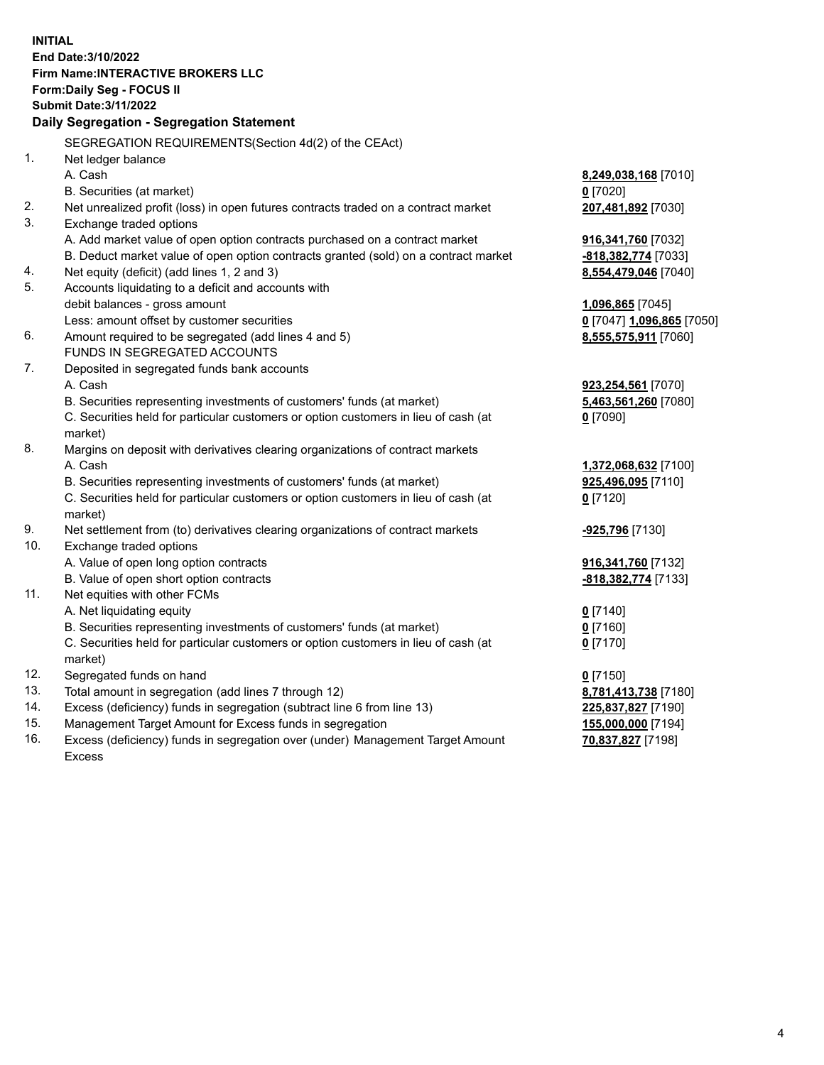**INITIAL**
**End Date:3/10/2022**
**Firm Name:INTERACTIVE BROKERS LLC**
**Form:Daily Seg - FOCUS II**
**Submit Date:3/11/2022**

### Daily Segregation - Segregation Statement

SEGREGATION REQUIREMENTS(Section 4d(2) of the CEAct)

| | | |
|---|---|---|
| 1. | Net ledger balance | |
| | A. Cash | **8,249,038,168** [7010] |
| | B. Securities (at market) | **0** [7020] |
| 2. | Net unrealized profit (loss) in open futures contracts traded on a contract market | **207,481,892** [7030] |
| 3. | Exchange traded options | |
| | A. Add market value of open option contracts purchased on a contract market | **916,341,760** [7032] |
| | B. Deduct market value of open option contracts granted (sold) on a contract market | **-818,382,774** [7033] |
| 4. | Net equity (deficit) (add lines 1, 2 and 3) | **8,554,479,046** [7040] |
| 5. | Accounts liquidating to a deficit and accounts with debit balances - gross amount | **1,096,865** [7045] |
| | Less: amount offset by customer securities | **0** [7047] **1,096,865** [7050] |
| 6. | Amount required to be segregated (add lines 4 and 5) | **8,555,575,911** [7060] |
| | FUNDS IN SEGREGATED ACCOUNTS | |
| 7. | Deposited in segregated funds bank accounts | |
| | A. Cash | **923,254,561** [7070] |
| | B. Securities representing investments of customers' funds (at market) | **5,463,561,260** [7080] |
| | C. Securities held for particular customers or option customers in lieu of cash (at market) | **0** [7090] |
| 8. | Margins on deposit with derivatives clearing organizations of contract markets | |
| | A. Cash | **1,372,068,632** [7100] |
| | B. Securities representing investments of customers' funds (at market) | **925,496,095** [7110] |
| | C. Securities held for particular customers or option customers in lieu of cash (at market) | **0** [7120] |
| 9. | Net settlement from (to) derivatives clearing organizations of contract markets | **-925,796** [7130] |
| 10. | Exchange traded options | |
| | A. Value of open long option contracts | **916,341,760** [7132] |
| | B. Value of open short option contracts | **-818,382,774** [7133] |
| 11. | Net equities with other FCMs | |
| | A. Net liquidating equity | **0** [7140] |
| | B. Securities representing investments of customers' funds (at market) | **0** [7160] |
| | C. Securities held for particular customers or option customers in lieu of cash (at market) | **0** [7170] |
| 12. | Segregated funds on hand | **0** [7150] |
| 13. | Total amount in segregation (add lines 7 through 12) | **8,781,413,738** [7180] |
| 14. | Excess (deficiency) funds in segregation (subtract line 6 from line 13) | **225,837,827** [7190] |
| 15. | Management Target Amount for Excess funds in segregation | **155,000,000** [7194] |
| 16. | Excess (deficiency) funds in segregation over (under) Management Target Amount Excess | **70,837,827** [7198] |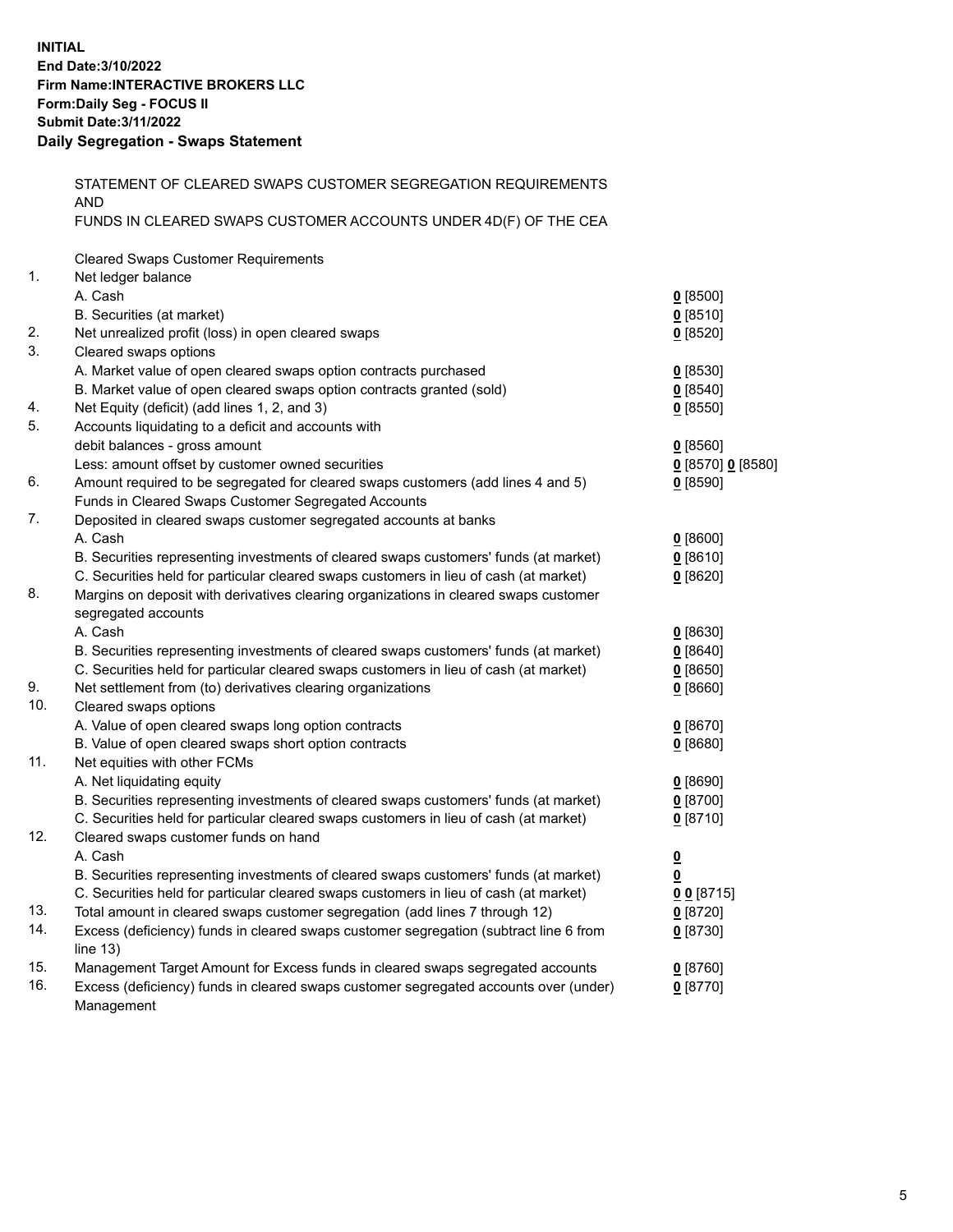**INITIAL**
**End Date:3/10/2022**
**Firm Name:INTERACTIVE BROKERS LLC**
**Form:Daily Seg - FOCUS II**
**Submit Date:3/11/2022**
**Daily Segregation - Swaps Statement**

STATEMENT OF CLEARED SWAPS CUSTOMER SEGREGATION REQUIREMENTS AND
FUNDS IN CLEARED SWAPS CUSTOMER ACCOUNTS UNDER 4D(F) OF THE CEA

| | | |
|---|---|---|
| | Cleared Swaps Customer Requirements | |
| 1. | Net ledger balance | |
| | A. Cash | 0 [8500] |
| | B. Securities (at market) | 0 [8510] |
| 2. | Net unrealized profit (loss) in open cleared swaps | 0 [8520] |
| 3. | Cleared swaps options | |
| | A. Market value of open cleared swaps option contracts purchased | 0 [8530] |
| | B. Market value of open cleared swaps option contracts granted (sold) | 0 [8540] |
| 4. | Net Equity (deficit) (add lines 1, 2, and 3) | 0 [8550] |
| 5. | Accounts liquidating to a deficit and accounts with debit balances - gross amount | 0 [8560] |
| | Less: amount offset by customer owned securities | 0 [8570] 0 [8580] |
| 6. | Amount required to be segregated for cleared swaps customers (add lines 4 and 5) | 0 [8590] |
| | Funds in Cleared Swaps Customer Segregated Accounts | |
| 7. | Deposited in cleared swaps customer segregated accounts at banks | |
| | A. Cash | 0 [8600] |
| | B. Securities representing investments of cleared swaps customers' funds (at market) | 0 [8610] |
| | C. Securities held for particular cleared swaps customers in lieu of cash (at market) | 0 [8620] |
| 8. | Margins on deposit with derivatives clearing organizations in cleared swaps customer segregated accounts | |
| | A. Cash | 0 [8630] |
| | B. Securities representing investments of cleared swaps customers' funds (at market) | 0 [8640] |
| | C. Securities held for particular cleared swaps customers in lieu of cash (at market) | 0 [8650] |
| 9. | Net settlement from (to) derivatives clearing organizations | 0 [8660] |
| 10. | Cleared swaps options | |
| | A. Value of open cleared swaps long option contracts | 0 [8670] |
| | B. Value of open cleared swaps short option contracts | 0 [8680] |
| 11. | Net equities with other FCMs | |
| | A. Net liquidating equity | 0 [8690] |
| | B. Securities representing investments of cleared swaps customers' funds (at market) | 0 [8700] |
| | C. Securities held for particular cleared swaps customers in lieu of cash (at market) | 0 [8710] |
| 12. | Cleared swaps customer funds on hand | |
| | A. Cash | 0 |
| | B. Securities representing investments of cleared swaps customers' funds (at market) | 0 |
| | C. Securities held for particular cleared swaps customers in lieu of cash (at market) | 0 0 [8715] |
| 13. | Total amount in cleared swaps customer segregation (add lines 7 through 12) | 0 [8720] |
| 14. | Excess (deficiency) funds in cleared swaps customer segregation (subtract line 6 from line 13) | 0 [8730] |
| 15. | Management Target Amount for Excess funds in cleared swaps segregated accounts | 0 [8760] |
| 16. | Excess (deficiency) funds in cleared swaps customer segregated accounts over (under) Management | 0 [8770] |